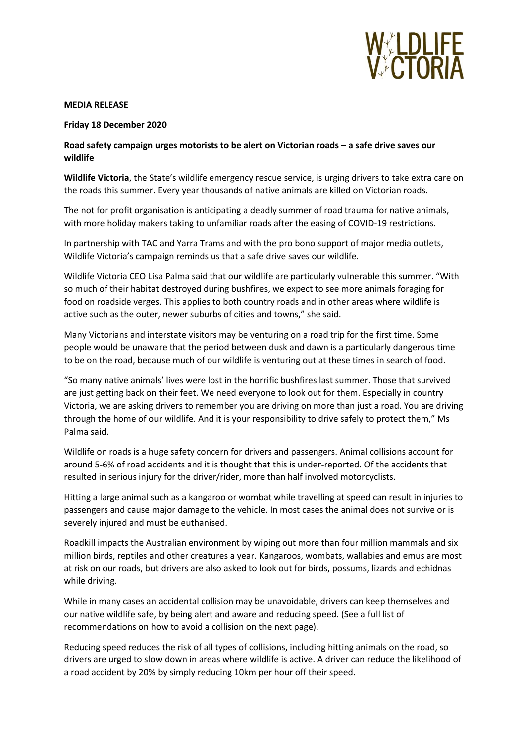**MEDIA RELEASE**

**Friday 18 December 2020**

**Road safety campaign urges motorists to be alert on Victorian roads – a safe drive saves our wildlife**

**Wildlife Victoria**, the State's wildlife emergency rescue service, is urging drivers to take extra care on the roads this summer. Every year thousands of native animals are killed on Victorian roads.

The not for profit organisation is anticipating a deadly summer of road trauma for native animals, with more holiday makers taking to unfamiliar roads after the easing of COVID-19 restrictions.

In partnership with TAC and Yarra Trams and with the pro bono support of major media outlets, Wildlife Victoria's campaign reminds us that a safe drive saves our wildlife.

Wildlife Victoria CEO Lisa Palma said that our wildlife are particularly vulnerable this summer. "With so much of their habitat destroyed during bushfires, we expect to see more animals foraging for food on roadside verges. This applies to both country roads and in other areas where wildlife is active such as the outer, newer suburbs of cities and towns," she said.

Many Victorians and interstate visitors may be venturing on a road trip for the first time. Some people would be unaware that the period between dusk and dawn is a particularly dangerous time to be on the road, because much of our wildlife is venturing out at these times in search of food.

"So many native animals' lives were lost in the horrific bushfires last summer. Those that survived are just getting back on their feet. We need everyone to look out for them. Especially in country Victoria, we are asking drivers to remember you are driving on more than just a road. You are driving through the home of our wildlife. And it is your responsibility to drive safely to protect them," Ms Palma said.

Wildlife on roads is a huge safety concern for drivers and passengers. Animal collisions account for around 5-6% of road accidents and it is thought that this is under-reported. Of the accidents that resulted in serious injury for the driver/rider, more than half involved motorcyclists.

Hitting a large animal such as a kangaroo or wombat while travelling at speed can result in injuries to passengers and cause major damage to the vehicle. In most cases the animal does not survive or is severely injured and must be euthanised.

Roadkill impacts the Australian environment by wiping out more than four million mammals and six million birds, reptiles and other creatures a year. Kangaroos, wombats, wallabies and emus are most at risk on our roads, but drivers are also asked to look out for birds, possums, lizards and echidnas while driving.

While in many cases an accidental collision may be unavoidable, drivers can keep themselves and our native wildlife safe, by being alert and aware and reducing speed. (See a full list of recommendations on how to avoid a collision on the next page).

Reducing speed reduces the risk of all types of collisions, including hitting animals on the road, so drivers are urged to slow down in areas where wildlife is active. A driver can reduce the likelihood of a road accident by 20% by simply reducing 10km per hour off their speed.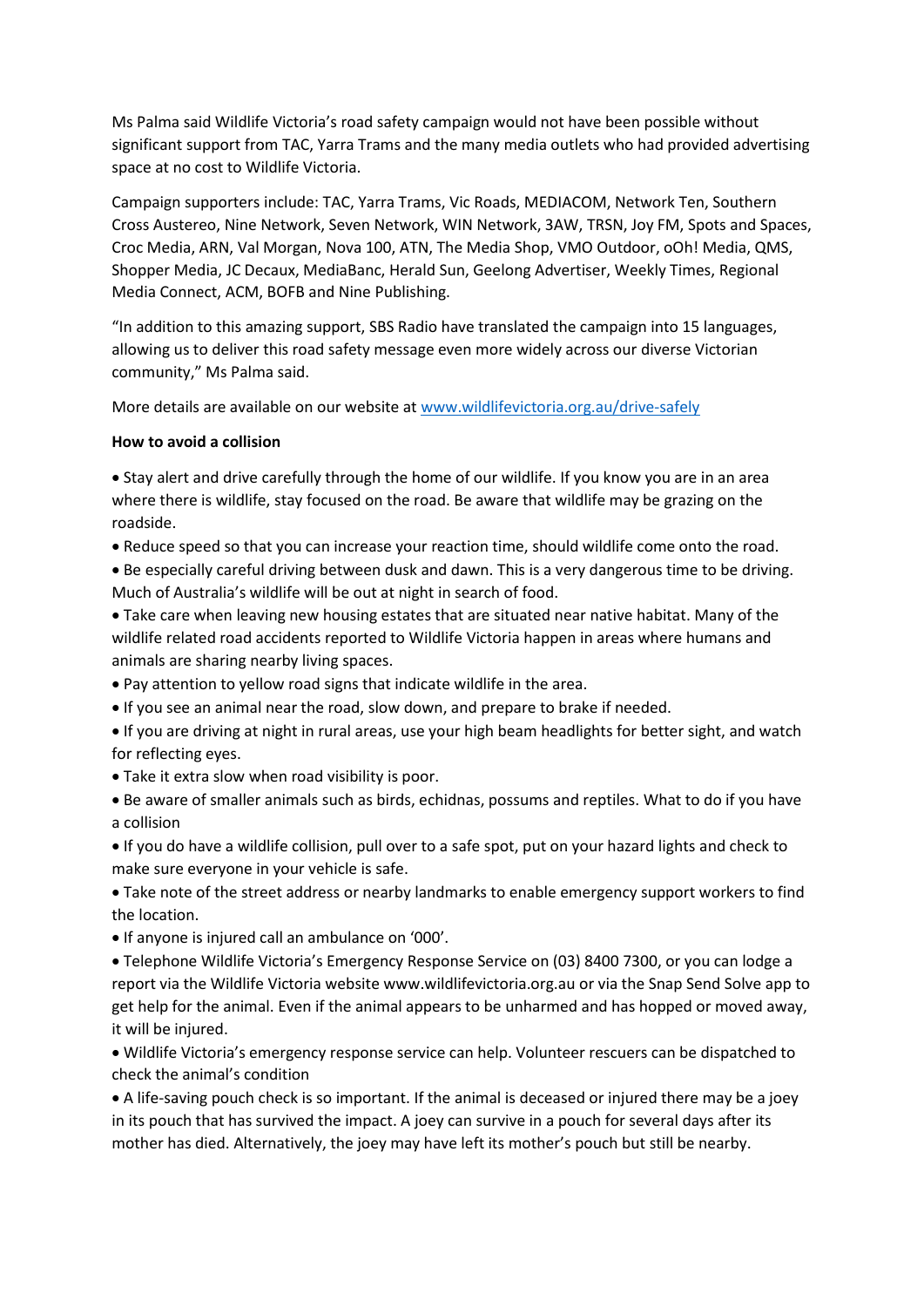Ms Palma said Wildlife Victoria's road safety campaign would not have been possible without significant support from TAC, Yarra Trams and the many media outlets who had provided advertising space at no cost to Wildlife Victoria.

Campaign supporters include: TAC, Yarra Trams, Vic Roads, MEDIACOM, Network Ten, Southern Cross Austereo, Nine Network, Seven Network, WIN Network, 3AW, TRSN, Joy FM, Spots and Spaces, Croc Media, ARN, Val Morgan, Nova 100, ATN, The Media Shop, VMO Outdoor, oOh! Media, QMS, Shopper Media, JC Decaux, MediaBanc, Herald Sun, Geelong Advertiser, Weekly Times, Regional Media Connect, ACM, BOFB and Nine Publishing.

"In addition to this amazing support, SBS Radio have translated the campaign into 15 languages, allowing us to deliver this road safety message even more widely across our diverse Victorian community," Ms Palma said.

More details are available on our website at [www.wildlifevictoria.org.au/drive-safely](www.wildlifevictoria.org.au/drive-safely)

**How to avoid a collision**

- Stay alert and drive carefully through the home of our wildlife. If you know you are in an area where there is wildlife, stay focused on the road. Be aware that wildlife may be grazing on the roadside.
- Reduce speed so that you can increase your reaction time, should wildlife come onto the road.
- Be especially careful driving between dusk and dawn. This is a very dangerous time to be driving. Much of Australia's wildlife will be out at night in search of food.
- Take care when leaving new housing estates that are situated near native habitat. Many of the wildlife related road accidents reported to Wildlife Victoria happen in areas where humans and animals are sharing nearby living spaces.
- Pay attention to yellow road signs that indicate wildlife in the area.
- If you see an animal near the road, slow down, and prepare to brake if needed.
- If you are driving at night in rural areas, use your high beam headlights for better sight, and watch for reflecting eyes.
- Take it extra slow when road visibility is poor.
- Be aware of smaller animals such as birds, echidnas, possums and reptiles. What to do if you have a collision
- If you do have a wildlife collision, pull over to a safe spot, put on your hazard lights and check to make sure everyone in your vehicle is safe.
- Take note of the street address or nearby landmarks to enable emergency support workers to find the location.
- If anyone is injured call an ambulance on '000'.
- Telephone Wildlife Victoria's Emergency Response Service on (03) 8400 7300, or you can lodge a report via the Wildlife Victoria website www.wildlifevictoria.org.au or via the Snap Send Solve app to get help for the animal. Even if the animal appears to be unharmed and has hopped or moved away, it will be injured.
- Wildlife Victoria's emergency response service can help. Volunteer rescuers can be dispatched to check the animal's condition
- A life-saving pouch check is so important. If the animal is deceased or injured there may be a joey in its pouch that has survived the impact. A joey can survive in a pouch for several days after its mother has died. Alternatively, the joey may have left its mother's pouch but still be nearby.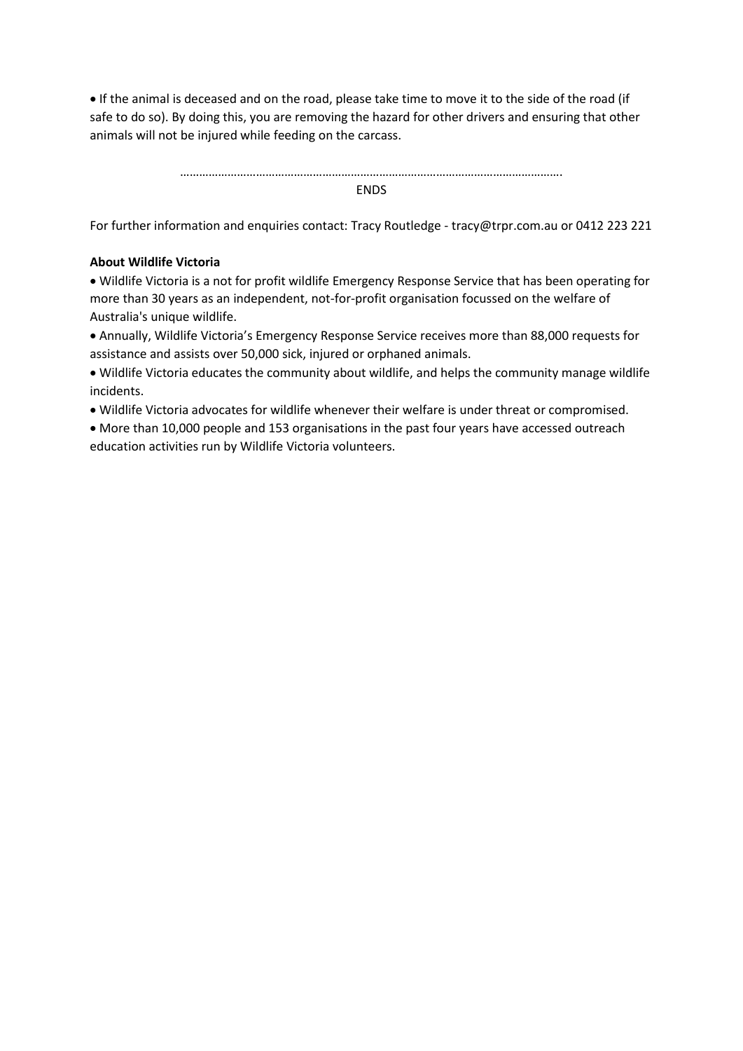- If the animal is deceased and on the road, please take time to move it to the side of the road (if safe to do so). By doing this, you are removing the hazard for other drivers and ensuring that other animals will not be injured while feeding on the carcass.

…………………………………………………………………………………………………………….

ENDS

For further information and enquiries contact: Tracy Routledge - tracy@trpr.com.au or 0412 223 221

**About Wildlife Victoria**

- Wildlife Victoria is a not for profit wildlife Emergency Response Service that has been operating for more than 30 years as an independent, not-for-profit organisation focussed on the welfare of Australia's unique wildlife.
- Annually, Wildlife Victoria's Emergency Response Service receives more than 88,000 requests for assistance and assists over 50,000 sick, injured or orphaned animals.
- Wildlife Victoria educates the community about wildlife, and helps the community manage wildlife incidents.
- Wildlife Victoria advocates for wildlife whenever their welfare is under threat or compromised.
- More than 10,000 people and 153 organisations in the past four years have accessed outreach education activities run by Wildlife Victoria volunteers.